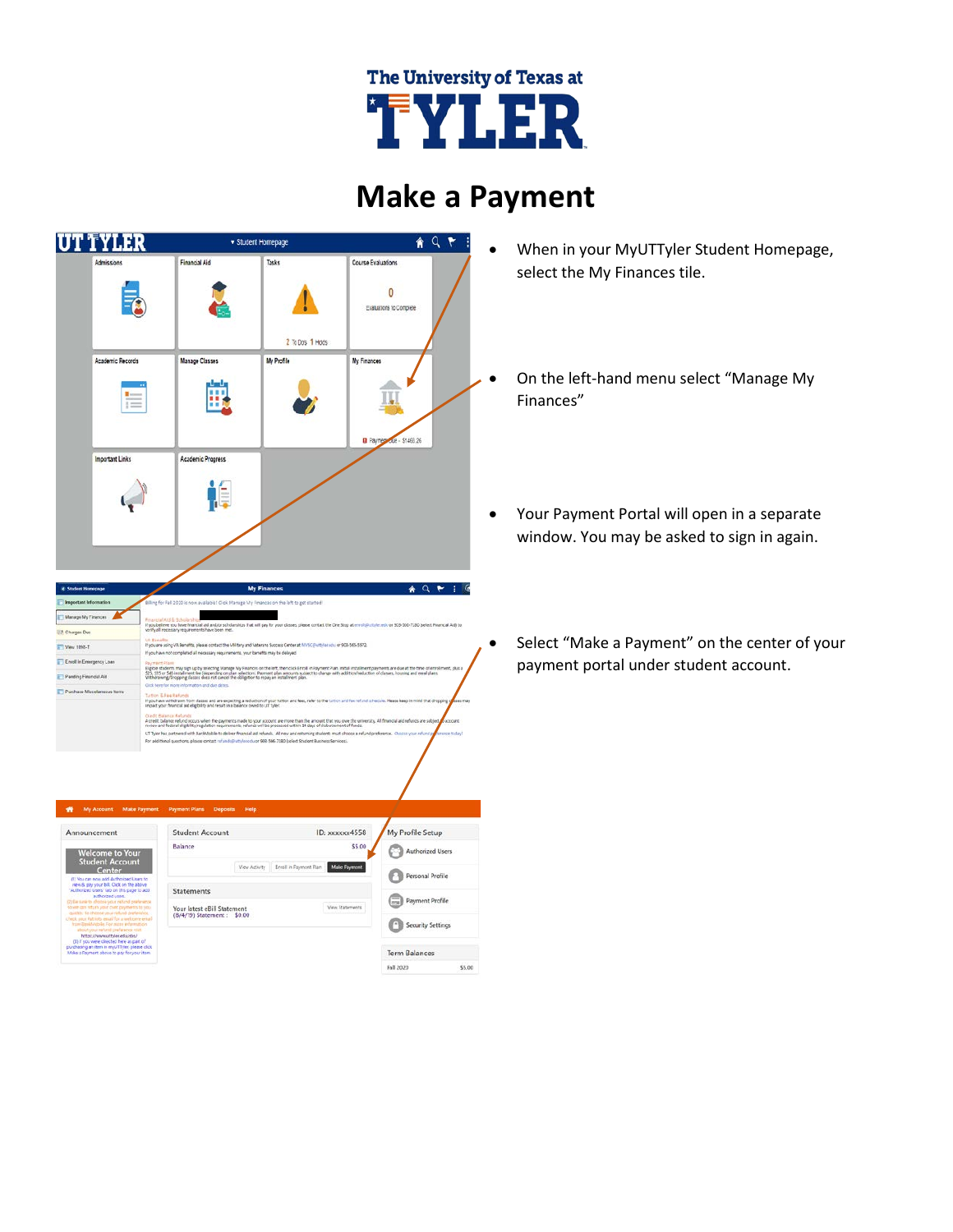The University of Texas at TYLER

# Make a Payment

- When in your MyUTTyler Student Homepage, select the My Finances tile.
- On the left-hand menu select "Manage My Finances"
- Your Payment Portal will open in a separate window. You may be asked to sign in again.
- Select "Make a Payment" on the center of your payment portal under student account.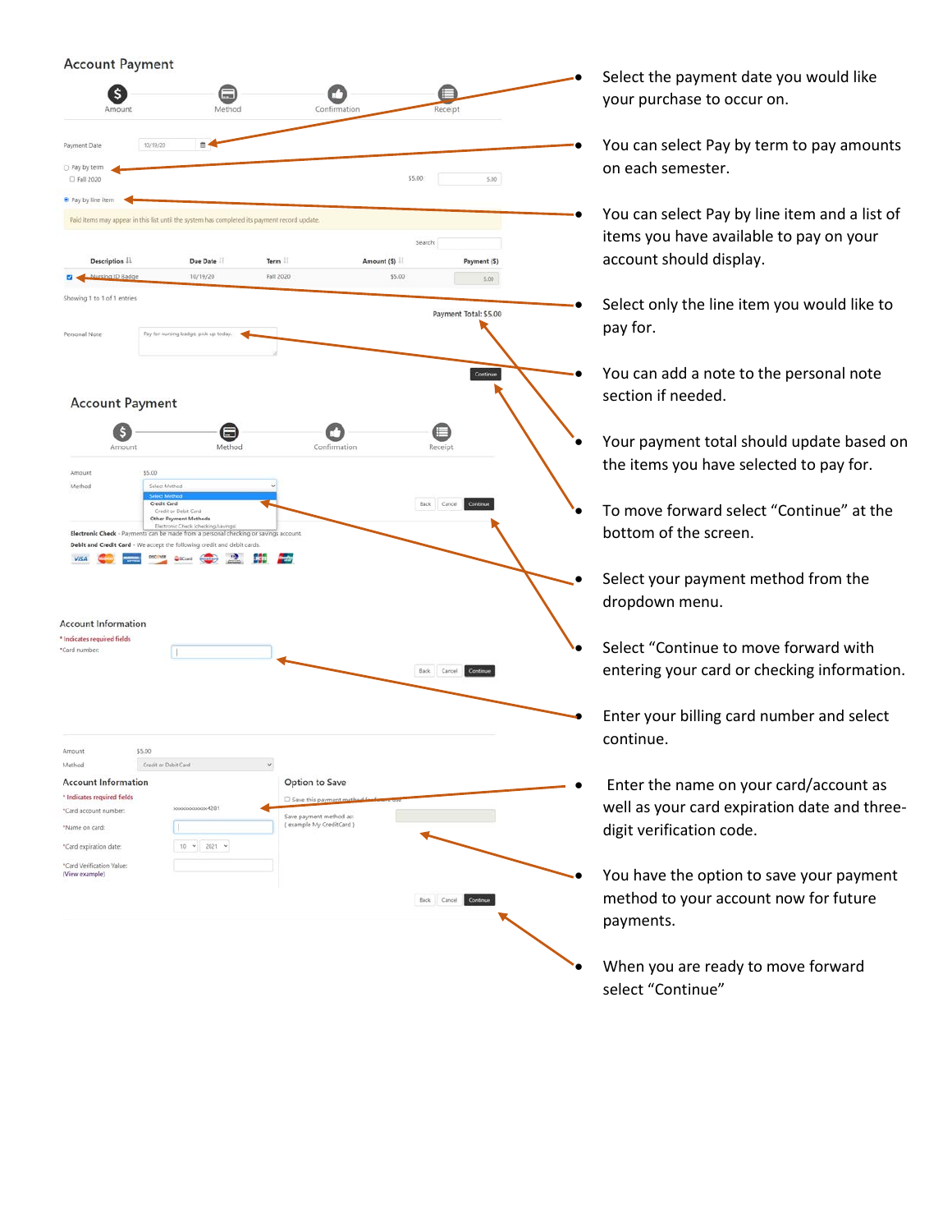## Account Payment

Amount | Method | Confirmation | Receipt

Payment Date 10/19/20

Pay by term

Fall 2020 $5.00 5.00

Pay by line item

Paid items may appear in this list until the system has completed its payment record update.

Search:

| | Description | Due Date | Term | Amount ($) | Payment ($) |
|---|---|---|---|---|---|
| ☑ | Nursing ID Badge | 10/19/20 | Fall 2020 | $5.00 | 5.00 |

Showing 1 to 1 of 1 entries

Payment Total: $5.00

Personal Note: Pay for nursing badge, pick up today.

Continue

- Select the payment date you would like your purchase to occur on.
- You can select Pay by term to pay amounts on each semester.
- You can select Pay by line item and a list of items you have available to pay on your account should display.
- Select only the line item you would like to pay for.
- You can add a note to the personal note section if needed.
- Your payment total should update based on the items you have selected to pay for.
- To move forward select "Continue" at the bottom of the screen.

## Account Payment

Amount | Method | Confirmation | Receipt

Amount $5.00

Method: Select Method / Credit Card / Credit or Debit Card / Other Payment Methods / Electronic Check (checking/savings)

Back | Cancel | Continue

**Electronic Check** - Payments can be made from a personal checking or savings account

**Debit and Credit Card** - We accept the following credit and debit cards.

- Select your payment method from the dropdown menu.
- Select "Continue to move forward with entering your card or checking information.

### Account Information

\* Indicates required fields

\*Card number:

Back | Cancel | Continue

- Enter your billing card number and select continue.

Amount $5.00

Method: Credit or Debit Card

### Account Information

\* Indicates required fields

\*Card account number: xxxxxxxxxxxx4281

\*Name on card:

\*Card expiration date: 10 2021

\*Card Verification Value: (View example)

### Option to Save

Save this payment method for future use

Save payment method as: ( example My CreditCard )

Back | Cancel | Continue

- Enter the name on your card/account as well as your card expiration date and three-digit verification code.
- You have the option to save your payment method to your account now for future payments.
- When you are ready to move forward select "Continue"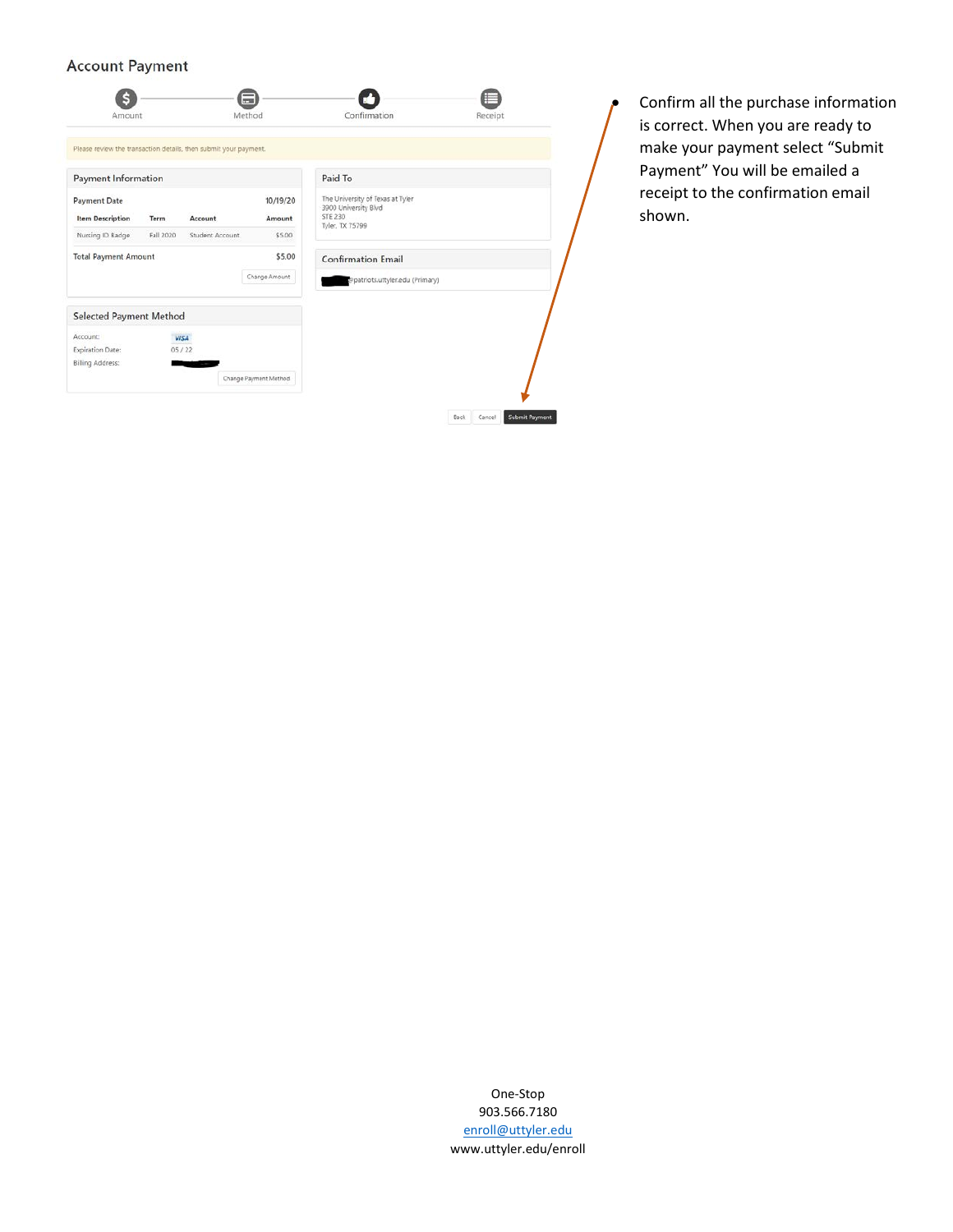## Account Payment

Amount — Method — Confirmation — Receipt

Please review the transaction details, then submit your payment.

**Payment Information**

Payment Date 10/19/20

| Item Description | Term | Account | Amount |
|---|---|---|---|
| Nursing ID Badge | Fall 2020 | Student Account | $5.00 |

Total Payment Amount $5.00

Change Amount

**Paid To**

The University of Texas at Tyler
3900 University Blvd
STE 230
Tyler, TX 75799

**Confirmation Email**

@patriots.uttyler.edu (Primary)

**Selected Payment Method**

Account: VISA
Expiration Date: 05 / 22
Billing Address:

Change Payment Method

Back | Cancel | Submit Payment

- Confirm all the purchase information is correct. When you are ready to make your payment select "Submit Payment" You will be emailed a receipt to the confirmation email shown.

One-Stop
903.566.7180
enroll@uttyler.edu
www.uttyler.edu/enroll